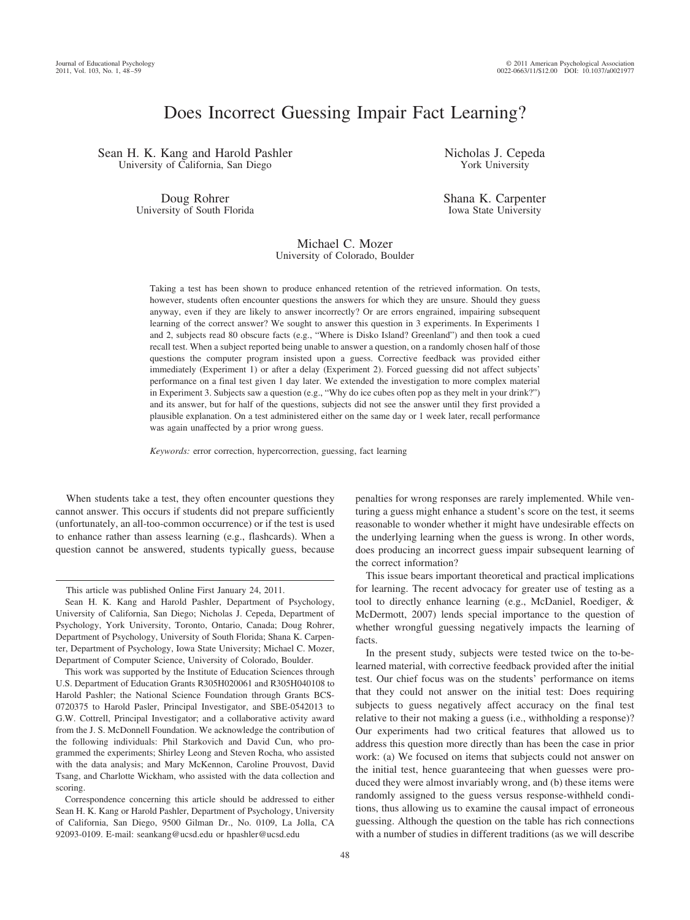# Does Incorrect Guessing Impair Fact Learning?

Sean H. K. Kang and Harold Pashler
University of California, San Diego

Nicholas J. Cepeda
York University

Doug Rohrer
University of South Florida

Shana K. Carpenter
Iowa State University

Michael C. Mozer
University of Colorado, Boulder

Taking a test has been shown to produce enhanced retention of the retrieved information. On tests, however, students often encounter questions the answers for which they are unsure. Should they guess anyway, even if they are likely to answer incorrectly? Or are errors engrained, impairing subsequent learning of the correct answer? We sought to answer this question in 3 experiments. In Experiments 1 and 2, subjects read 80 obscure facts (e.g., "Where is Disko Island? Greenland") and then took a cued recall test. When a subject reported being unable to answer a question, on a randomly chosen half of those questions the computer program insisted upon a guess. Corrective feedback was provided either immediately (Experiment 1) or after a delay (Experiment 2). Forced guessing did not affect subjects' performance on a final test given 1 day later. We extended the investigation to more complex material in Experiment 3. Subjects saw a question (e.g., "Why do ice cubes often pop as they melt in your drink?") and its answer, but for half of the questions, subjects did not see the answer until they first provided a plausible explanation. On a test administered either on the same day or 1 week later, recall performance was again unaffected by a prior wrong guess.

*Keywords:* error correction, hypercorrection, guessing, fact learning

When students take a test, they often encounter questions they cannot answer. This occurs if students did not prepare sufficiently (unfortunately, an all-too-common occurrence) or if the test is used to enhance rather than assess learning (e.g., flashcards). When a question cannot be answered, students typically guess, because penalties for wrong responses are rarely implemented. While venturing a guess might enhance a student's score on the test, it seems reasonable to wonder whether it might have undesirable effects on the underlying learning when the guess is wrong. In other words, does producing an incorrect guess impair subsequent learning of the correct information?

This issue bears important theoretical and practical implications for learning. The recent advocacy for greater use of testing as a tool to directly enhance learning (e.g., McDaniel, Roediger, & McDermott, 2007) lends special importance to the question of whether wrongful guessing negatively impacts the learning of facts.

In the present study, subjects were tested twice on the to-be-learned material, with corrective feedback provided after the initial test. Our chief focus was on the students' performance on items that they could not answer on the initial test: Does requiring subjects to guess negatively affect accuracy on the final test relative to their not making a guess (i.e., withholding a response)? Our experiments had two critical features that allowed us to address this question more directly than has been the case in prior work: (a) We focused on items that subjects could not answer on the initial test, hence guaranteeing that when guesses were produced they were almost invariably wrong, and (b) these items were randomly assigned to the guess versus response-withheld conditions, thus allowing us to examine the causal impact of erroneous guessing. Although the question on the table has rich connections with a number of studies in different traditions (as we will describe

---

This article was published Online First January 24, 2011.

Sean H. K. Kang and Harold Pashler, Department of Psychology, University of California, San Diego; Nicholas J. Cepeda, Department of Psychology, York University, Toronto, Ontario, Canada; Doug Rohrer, Department of Psychology, University of South Florida; Shana K. Carpenter, Department of Psychology, Iowa State University; Michael C. Mozer, Department of Computer Science, University of Colorado, Boulder.

This work was supported by the Institute of Education Sciences through U.S. Department of Education Grants R305H020061 and R305H040108 to Harold Pashler; the National Science Foundation through Grants BCS-0720375 to Harold Pasler, Principal Investigator, and SBE-0542013 to G.W. Cottrell, Principal Investigator; and a collaborative activity award from the J. S. McDonnell Foundation. We acknowledge the contribution of the following individuals: Phil Starkovich and David Cun, who programmed the experiments; Shirley Leong and Steven Rocha, who assisted with the data analysis; and Mary McKennon, Caroline Prouvost, David Tsang, and Charlotte Wickham, who assisted with the data collection and scoring.

Correspondence concerning this article should be addressed to either Sean H. K. Kang or Harold Pashler, Department of Psychology, University of California, San Diego, 9500 Gilman Dr., No. 0109, La Jolla, CA 92093-0109. E-mail: seankang@ucsd.edu or hpashler@ucsd.edu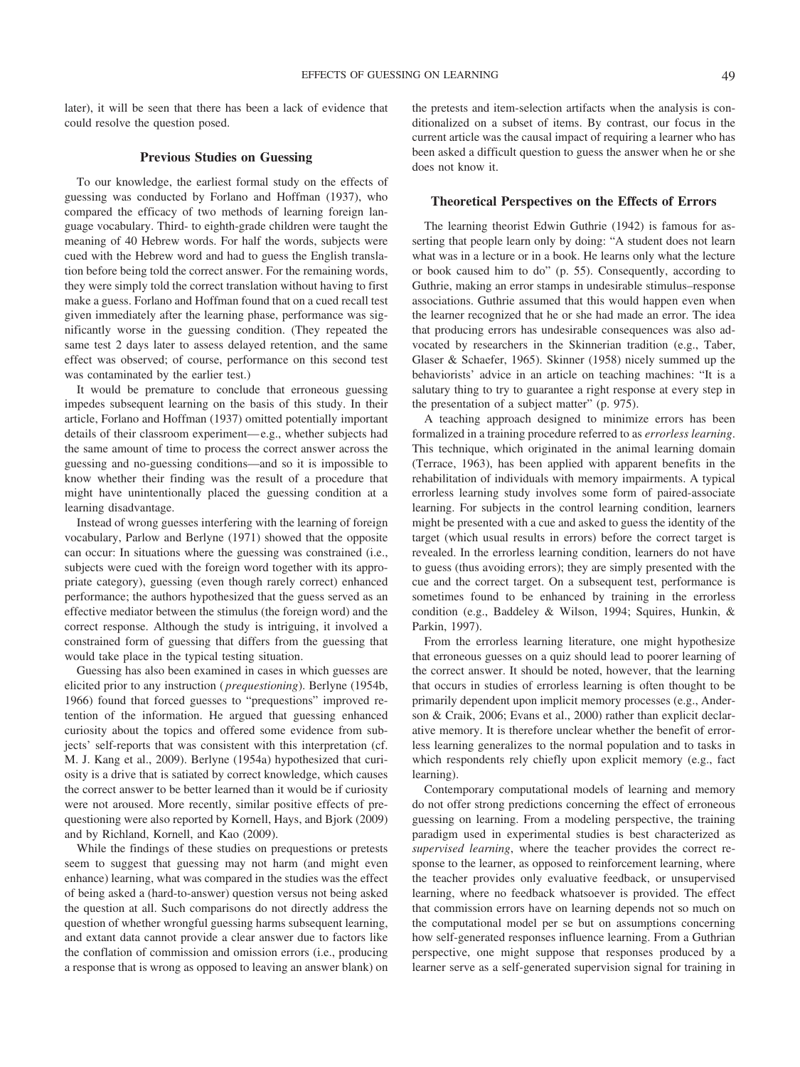later), it will be seen that there has been a lack of evidence that could resolve the question posed.

## Previous Studies on Guessing

To our knowledge, the earliest formal study on the effects of guessing was conducted by Forlano and Hoffman (1937), who compared the efficacy of two methods of learning foreign language vocabulary. Third- to eighth-grade children were taught the meaning of 40 Hebrew words. For half the words, subjects were cued with the Hebrew word and had to guess the English translation before being told the correct answer. For the remaining words, they were simply told the correct translation without having to first make a guess. Forlano and Hoffman found that on a cued recall test given immediately after the learning phase, performance was significantly worse in the guessing condition. (They repeated the same test 2 days later to assess delayed retention, and the same effect was observed; of course, performance on this second test was contaminated by the earlier test.)

It would be premature to conclude that erroneous guessing impedes subsequent learning on the basis of this study. In their article, Forlano and Hoffman (1937) omitted potentially important details of their classroom experiment—e.g., whether subjects had the same amount of time to process the correct answer across the guessing and no-guessing conditions—and so it is impossible to know whether their finding was the result of a procedure that might have unintentionally placed the guessing condition at a learning disadvantage.

Instead of wrong guesses interfering with the learning of foreign vocabulary, Parlow and Berlyne (1971) showed that the opposite can occur: In situations where the guessing was constrained (i.e., subjects were cued with the foreign word together with its appropriate category), guessing (even though rarely correct) enhanced performance; the authors hypothesized that the guess served as an effective mediator between the stimulus (the foreign word) and the correct response. Although the study is intriguing, it involved a constrained form of guessing that differs from the guessing that would take place in the typical testing situation.

Guessing has also been examined in cases in which guesses are elicited prior to any instruction (*prequestioning*). Berlyne (1954b, 1966) found that forced guesses to "prequestions" improved retention of the information. He argued that guessing enhanced curiosity about the topics and offered some evidence from subjects' self-reports that was consistent with this interpretation (cf. M. J. Kang et al., 2009). Berlyne (1954a) hypothesized that curiosity is a drive that is satiated by correct knowledge, which causes the correct answer to be better learned than it would be if curiosity were not aroused. More recently, similar positive effects of prequestioning were also reported by Kornell, Hays, and Bjork (2009) and by Richland, Kornell, and Kao (2009).

While the findings of these studies on prequestions or pretests seem to suggest that guessing may not harm (and might even enhance) learning, what was compared in the studies was the effect of being asked a (hard-to-answer) question versus not being asked the question at all. Such comparisons do not directly address the question of whether wrongful guessing harms subsequent learning, and extant data cannot provide a clear answer due to factors like the conflation of commission and omission errors (i.e., producing a response that is wrong as opposed to leaving an answer blank) on the pretests and item-selection artifacts when the analysis is conditionalized on a subset of items. By contrast, our focus in the current article was the causal impact of requiring a learner who has been asked a difficult question to guess the answer when he or she does not know it.

## Theoretical Perspectives on the Effects of Errors

The learning theorist Edwin Guthrie (1942) is famous for asserting that people learn only by doing: "A student does not learn what was in a lecture or in a book. He learns only what the lecture or book caused him to do" (p. 55). Consequently, according to Guthrie, making an error stamps in undesirable stimulus–response associations. Guthrie assumed that this would happen even when the learner recognized that he or she had made an error. The idea that producing errors has undesirable consequences was also advocated by researchers in the Skinnerian tradition (e.g., Taber, Glaser & Schaefer, 1965). Skinner (1958) nicely summed up the behaviorists' advice in an article on teaching machines: "It is a salutary thing to try to guarantee a right response at every step in the presentation of a subject matter" (p. 975).

A teaching approach designed to minimize errors has been formalized in a training procedure referred to as *errorless learning*. This technique, which originated in the animal learning domain (Terrace, 1963), has been applied with apparent benefits in the rehabilitation of individuals with memory impairments. A typical errorless learning study involves some form of paired-associate learning. For subjects in the control learning condition, learners might be presented with a cue and asked to guess the identity of the target (which usual results in errors) before the correct target is revealed. In the errorless learning condition, learners do not have to guess (thus avoiding errors); they are simply presented with the cue and the correct target. On a subsequent test, performance is sometimes found to be enhanced by training in the errorless condition (e.g., Baddeley & Wilson, 1994; Squires, Hunkin, & Parkin, 1997).

From the errorless learning literature, one might hypothesize that erroneous guesses on a quiz should lead to poorer learning of the correct answer. It should be noted, however, that the learning that occurs in studies of errorless learning is often thought to be primarily dependent upon implicit memory processes (e.g., Anderson & Craik, 2006; Evans et al., 2000) rather than explicit declarative memory. It is therefore unclear whether the benefit of errorless learning generalizes to the normal population and to tasks in which respondents rely chiefly upon explicit memory (e.g., fact learning).

Contemporary computational models of learning and memory do not offer strong predictions concerning the effect of erroneous guessing on learning. From a modeling perspective, the training paradigm used in experimental studies is best characterized as *supervised learning*, where the teacher provides the correct response to the learner, as opposed to reinforcement learning, where the teacher provides only evaluative feedback, or unsupervised learning, where no feedback whatsoever is provided. The effect that commission errors have on learning depends not so much on the computational model per se but on assumptions concerning how self-generated responses influence learning. From a Guthrian perspective, one might suppose that responses produced by a learner serve as a self-generated supervision signal for training in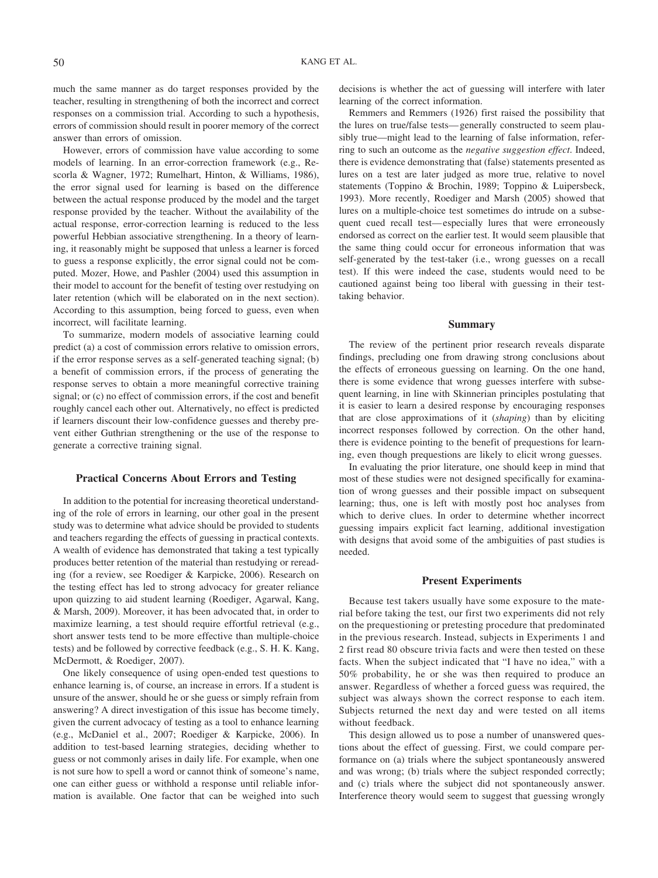much the same manner as do target responses provided by the teacher, resulting in strengthening of both the incorrect and correct responses on a commission trial. According to such a hypothesis, errors of commission should result in poorer memory of the correct answer than errors of omission.

However, errors of commission have value according to some models of learning. In an error-correction framework (e.g., Rescorla & Wagner, 1972; Rumelhart, Hinton, & Williams, 1986), the error signal used for learning is based on the difference between the actual response produced by the model and the target response provided by the teacher. Without the availability of the actual response, error-correction learning is reduced to the less powerful Hebbian associative strengthening. In a theory of learning, it reasonably might be supposed that unless a learner is forced to guess a response explicitly, the error signal could not be computed. Mozer, Howe, and Pashler (2004) used this assumption in their model to account for the benefit of testing over restudying on later retention (which will be elaborated on in the next section). According to this assumption, being forced to guess, even when incorrect, will facilitate learning.

To summarize, modern models of associative learning could predict (a) a cost of commission errors relative to omission errors, if the error response serves as a self-generated teaching signal; (b) a benefit of commission errors, if the process of generating the response serves to obtain a more meaningful corrective training signal; or (c) no effect of commission errors, if the cost and benefit roughly cancel each other out. Alternatively, no effect is predicted if learners discount their low-confidence guesses and thereby prevent either Guthrian strengthening or the use of the response to generate a corrective training signal.

## Practical Concerns About Errors and Testing

In addition to the potential for increasing theoretical understanding of the role of errors in learning, our other goal in the present study was to determine what advice should be provided to students and teachers regarding the effects of guessing in practical contexts. A wealth of evidence has demonstrated that taking a test typically produces better retention of the material than restudying or rereading (for a review, see Roediger & Karpicke, 2006). Research on the testing effect has led to strong advocacy for greater reliance upon quizzing to aid student learning (Roediger, Agarwal, Kang, & Marsh, 2009). Moreover, it has been advocated that, in order to maximize learning, a test should require effortful retrieval (e.g., short answer tests tend to be more effective than multiple-choice tests) and be followed by corrective feedback (e.g., S. H. K. Kang, McDermott, & Roediger, 2007).

One likely consequence of using open-ended test questions to enhance learning is, of course, an increase in errors. If a student is unsure of the answer, should he or she guess or simply refrain from answering? A direct investigation of this issue has become timely, given the current advocacy of testing as a tool to enhance learning (e.g., McDaniel et al., 2007; Roediger & Karpicke, 2006). In addition to test-based learning strategies, deciding whether to guess or not commonly arises in daily life. For example, when one is not sure how to spell a word or cannot think of someone's name, one can either guess or withhold a response until reliable information is available. One factor that can be weighed into such decisions is whether the act of guessing will interfere with later learning of the correct information.

Remmers and Remmers (1926) first raised the possibility that the lures on true/false tests—generally constructed to seem plausibly true—might lead to the learning of false information, referring to such an outcome as the *negative suggestion effect*. Indeed, there is evidence demonstrating that (false) statements presented as lures on a test are later judged as more true, relative to novel statements (Toppino & Brochin, 1989; Toppino & Luipersbeck, 1993). More recently, Roediger and Marsh (2005) showed that lures on a multiple-choice test sometimes do intrude on a subsequent cued recall test—especially lures that were erroneously endorsed as correct on the earlier test. It would seem plausible that the same thing could occur for erroneous information that was self-generated by the test-taker (i.e., wrong guesses on a recall test). If this were indeed the case, students would need to be cautioned against being too liberal with guessing in their test-taking behavior.

## Summary

The review of the pertinent prior research reveals disparate findings, precluding one from drawing strong conclusions about the effects of erroneous guessing on learning. On the one hand, there is some evidence that wrong guesses interfere with subsequent learning, in line with Skinnerian principles postulating that it is easier to learn a desired response by encouraging responses that are close approximations of it (*shaping*) than by eliciting incorrect responses followed by correction. On the other hand, there is evidence pointing to the benefit of prequestions for learning, even though prequestions are likely to elicit wrong guesses.

In evaluating the prior literature, one should keep in mind that most of these studies were not designed specifically for examination of wrong guesses and their possible impact on subsequent learning; thus, one is left with mostly post hoc analyses from which to derive clues. In order to determine whether incorrect guessing impairs explicit fact learning, additional investigation with designs that avoid some of the ambiguities of past studies is needed.

## Present Experiments

Because test takers usually have some exposure to the material before taking the test, our first two experiments did not rely on the prequestioning or pretesting procedure that predominated in the previous research. Instead, subjects in Experiments 1 and 2 first read 80 obscure trivia facts and were then tested on these facts. When the subject indicated that "I have no idea," with a 50% probability, he or she was then required to produce an answer. Regardless of whether a forced guess was required, the subject was always shown the correct response to each item. Subjects returned the next day and were tested on all items without feedback.

This design allowed us to pose a number of unanswered questions about the effect of guessing. First, we could compare performance on (a) trials where the subject spontaneously answered and was wrong; (b) trials where the subject responded correctly; and (c) trials where the subject did not spontaneously answer. Interference theory would seem to suggest that guessing wrongly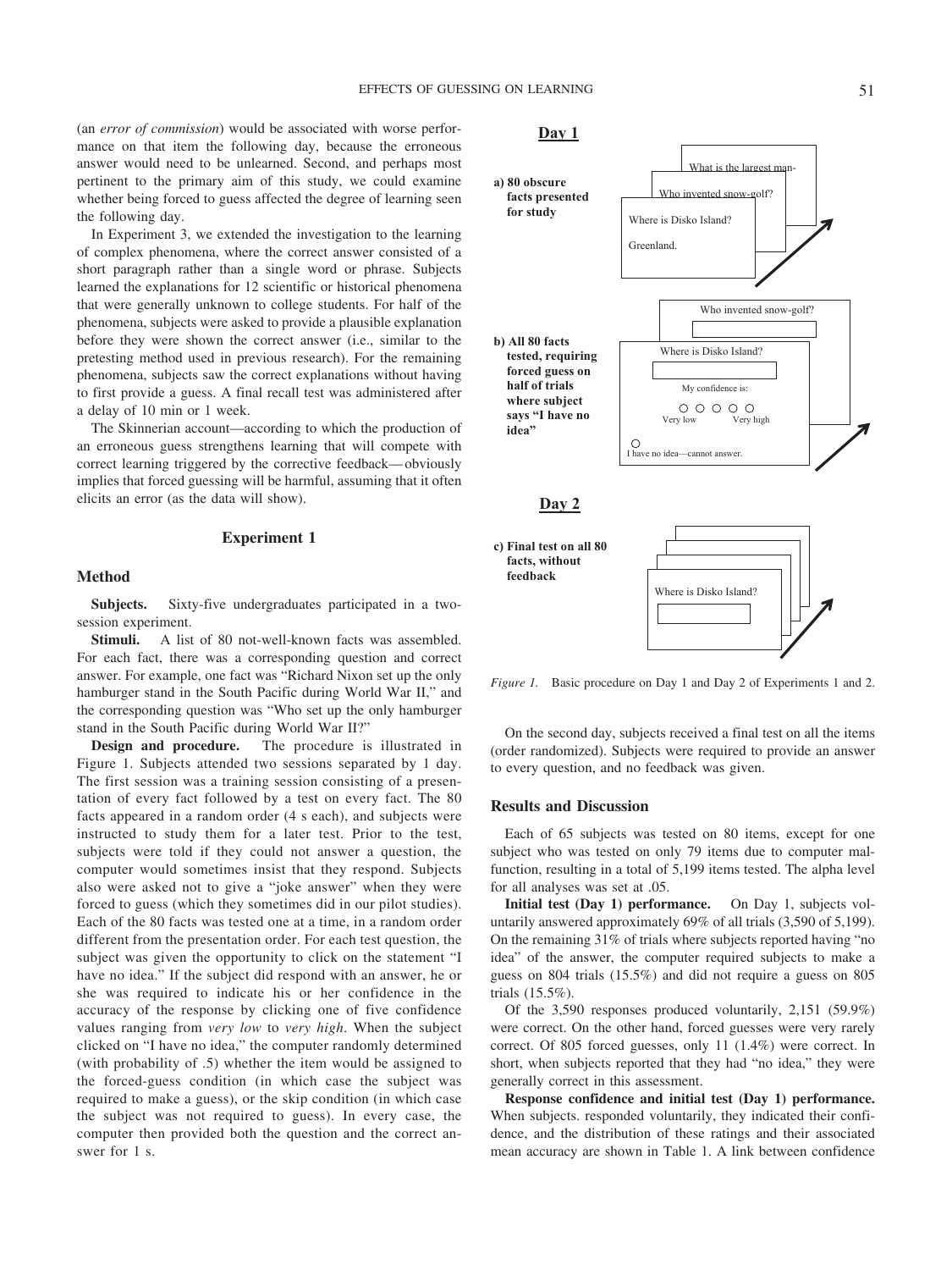(an *error of commission*) would be associated with worse performance on that item the following day, because the erroneous answer would need to be unlearned. Second, and perhaps most pertinent to the primary aim of this study, we could examine whether being forced to guess affected the degree of learning seen the following day.

In Experiment 3, we extended the investigation to the learning of complex phenomena, where the correct answer consisted of a short paragraph rather than a single word or phrase. Subjects learned the explanations for 12 scientific or historical phenomena that were generally unknown to college students. For half of the phenomena, subjects were asked to provide a plausible explanation before they were shown the correct answer (i.e., similar to the pretesting method used in previous research). For the remaining phenomena, subjects saw the correct explanations without having to first provide a guess. A final recall test was administered after a delay of 10 min or 1 week.

The Skinnerian account—according to which the production of an erroneous guess strengthens learning that will compete with correct learning triggered by the corrective feedback—obviously implies that forced guessing will be harmful, assuming that it often elicits an error (as the data will show).

## Experiment 1

### Method

**Subjects.** Sixty-five undergraduates participated in a two-session experiment.

**Stimuli.** A list of 80 not-well-known facts was assembled. For each fact, there was a corresponding question and correct answer. For example, one fact was "Richard Nixon set up the only hamburger stand in the South Pacific during World War II," and the corresponding question was "Who set up the only hamburger stand in the South Pacific during World War II?"

**Design and procedure.** The procedure is illustrated in Figure 1. Subjects attended two sessions separated by 1 day. The first session was a training session consisting of a presentation of every fact followed by a test on every fact. The 80 facts appeared in a random order (4 s each), and subjects were instructed to study them for a later test. Prior to the test, subjects were told if they could not answer a question, the computer would sometimes insist that they respond. Subjects also were asked not to give a "joke answer" when they were forced to guess (which they sometimes did in our pilot studies). Each of the 80 facts was tested one at a time, in a random order different from the presentation order. For each test question, the subject was given the opportunity to click on the statement "I have no idea." If the subject did respond with an answer, he or she was required to indicate his or her confidence in the accuracy of the response by clicking one of five confidence values ranging from *very low* to *very high*. When the subject clicked on "I have no idea," the computer randomly determined (with probability of .5) whether the item would be assigned to the forced-guess condition (in which case the subject was required to make a guess), or the skip condition (in which case the subject was not required to guess). In every case, the computer then provided both the question and the correct answer for 1 s.

**Day 1**

**a) 80 obscure facts presented for study**

What is the largest man-

Who invented snow-golf?

Where is Disko Island?

Greenland.

**b) All 80 facts tested, requiring forced guess on half of trials where subject says "I have no idea"**

Who invented snow-golf?

Where is Disko Island?

My confidence is:

Very low ○ ○ ○ ○ ○ Very high

○ I have no idea—cannot answer.

**Day 2**

**c) Final test on all 80 facts, without feedback**

Where is Disko Island?

*Figure 1.* Basic procedure on Day 1 and Day 2 of Experiments 1 and 2.

On the second day, subjects received a final test on all the items (order randomized). Subjects were required to provide an answer to every question, and no feedback was given.

### Results and Discussion

Each of 65 subjects was tested on 80 items, except for one subject who was tested on only 79 items due to computer malfunction, resulting in a total of 5,199 items tested. The alpha level for all analyses was set at .05.

**Initial test (Day 1) performance.** On Day 1, subjects voluntarily answered approximately 69% of all trials (3,590 of 5,199). On the remaining 31% of trials where subjects reported having "no idea" of the answer, the computer required subjects to make a guess on 804 trials (15.5%) and did not require a guess on 805 trials (15.5%).

Of the 3,590 responses produced voluntarily, 2,151 (59.9%) were correct. On the other hand, forced guesses were very rarely correct. Of 805 forced guesses, only 11 (1.4%) were correct. In short, when subjects reported that they had "no idea," they were generally correct in this assessment.

**Response confidence and initial test (Day 1) performance.** When subjects. responded voluntarily, they indicated their confidence, and the distribution of these ratings and their associated mean accuracy are shown in Table 1. A link between confidence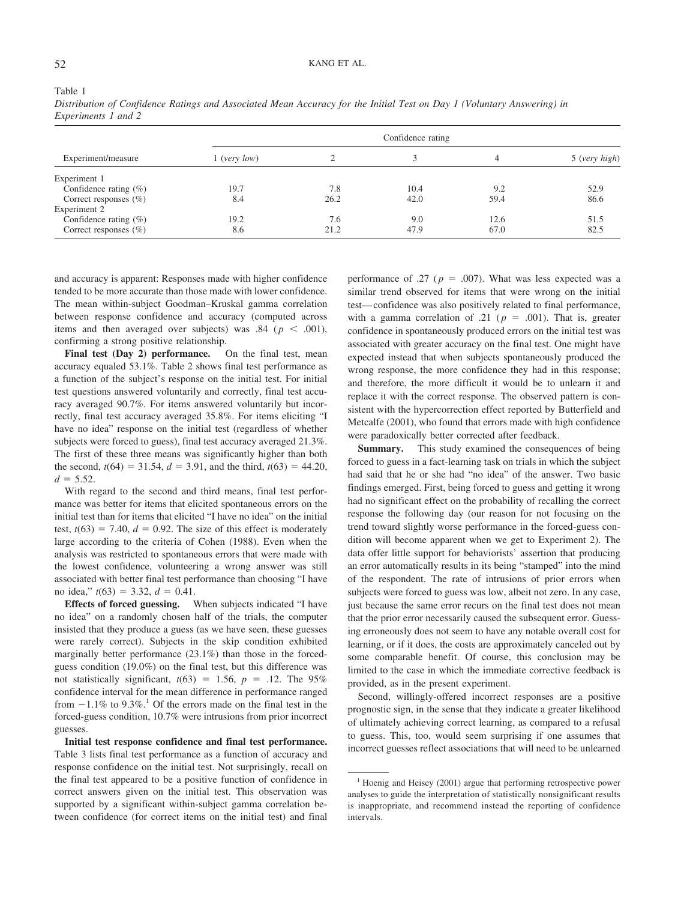Table 1

*Distribution of Confidence Ratings and Associated Mean Accuracy for the Initial Test on Day 1 (Voluntary Answering) in Experiments 1 and 2*

| Experiment/measure | Confidence rating | | | | |
|---|---|---|---|---|---|
| | 1 (*very low*) | 2 | 3 | 4 | 5 (*very high*) |
| Experiment 1 | | | | | |
| Confidence rating (%) | 19.7 | 7.8 | 10.4 | 9.2 | 52.9 |
| Correct responses (%) | 8.4 | 26.2 | 42.0 | 59.4 | 86.6 |
| Experiment 2 | | | | | |
| Confidence rating (%) | 19.2 | 7.6 | 9.0 | 12.6 | 51.5 |
| Correct responses (%) | 8.6 | 21.2 | 47.9 | 67.0 | 82.5 |

and accuracy is apparent: Responses made with higher confidence tended to be more accurate than those made with lower confidence. The mean within-subject Goodman–Kruskal gamma correlation between response confidence and accuracy (computed across items and then averaged over subjects) was .84 ($p < .001$), confirming a strong positive relationship.

**Final test (Day 2) performance.** On the final test, mean accuracy equaled 53.1%. Table 2 shows final test performance as a function of the subject's response on the initial test. For initial test questions answered voluntarily and correctly, final test accuracy averaged 90.7%. For items answered voluntarily but incorrectly, final test accuracy averaged 35.8%. For items eliciting "I have no idea" response on the initial test (regardless of whether subjects were forced to guess), final test accuracy averaged 21.3%. The first of these three means was significantly higher than both the second, $t(64) = 31.54$, $d = 3.91$, and the third, $t(63) = 44.20$, $d = 5.52$.

With regard to the second and third means, final test performance was better for items that elicited spontaneous errors on the initial test than for items that elicited "I have no idea" on the initial test, $t(63) = 7.40$, $d = 0.92$. The size of this effect is moderately large according to the criteria of Cohen (1988). Even when the analysis was restricted to spontaneous errors that were made with the lowest confidence, volunteering a wrong answer was still associated with better final test performance than choosing "I have no idea," $t(63) = 3.32$, $d = 0.41$.

**Effects of forced guessing.** When subjects indicated "I have no idea" on a randomly chosen half of the trials, the computer insisted that they produce a guess (as we have seen, these guesses were rarely correct). Subjects in the skip condition exhibited marginally better performance (23.1%) than those in the forced-guess condition (19.0%) on the final test, but this difference was not statistically significant, $t(63) = 1.56$, $p = .12$. The 95% confidence interval for the mean difference in performance ranged from −1.1% to 9.3%.[1] Of the errors made on the final test in the forced-guess condition, 10.7% were intrusions from prior incorrect guesses.

**Initial test response confidence and final test performance.** Table 3 lists final test performance as a function of accuracy and response confidence on the initial test. Not surprisingly, recall on the final test appeared to be a positive function of confidence in correct answers given on the initial test. This observation was supported by a significant within-subject gamma correlation between confidence (for correct items on the initial test) and final performance of .27 ($p = .007$). What was less expected was a similar trend observed for items that were wrong on the initial test—confidence was also positively related to final performance, with a gamma correlation of .21 ($p = .001$). That is, greater confidence in spontaneously produced errors on the initial test was associated with greater accuracy on the final test. One might have expected instead that when subjects spontaneously produced the wrong response, the more confidence they had in this response; and therefore, the more difficult it would be to unlearn it and replace it with the correct response. The observed pattern is consistent with the hypercorrection effect reported by Butterfield and Metcalfe (2001), who found that errors made with high confidence were paradoxically better corrected after feedback.

**Summary.** This study examined the consequences of being forced to guess in a fact-learning task on trials in which the subject had said that he or she had "no idea" of the answer. Two basic findings emerged. First, being forced to guess and getting it wrong had no significant effect on the probability of recalling the correct response the following day (our reason for not focusing on the trend toward slightly worse performance in the forced-guess condition will become apparent when we get to Experiment 2). The data offer little support for behaviorists' assertion that producing an error automatically results in its being "stamped" into the mind of the respondent. The rate of intrusions of prior errors when subjects were forced to guess was low, albeit not zero. In any case, just because the same error recurs on the final test does not mean that the prior error necessarily caused the subsequent error. Guessing erroneously does not seem to have any notable overall cost for learning, or if it does, the costs are approximately canceled out by some comparable benefit. Of course, this conclusion may be limited to the case in which the immediate corrective feedback is provided, as in the present experiment.

Second, willingly-offered incorrect responses are a positive prognostic sign, in the sense that they indicate a greater likelihood of ultimately achieving correct learning, as compared to a refusal to guess. This, too, would seem surprising if one assumes that incorrect guesses reflect associations that will need to be unlearned

[1] Hoenig and Heisey (2001) argue that performing retrospective power analyses to guide the interpretation of statistically nonsignificant results is inappropriate, and recommend instead the reporting of confidence intervals.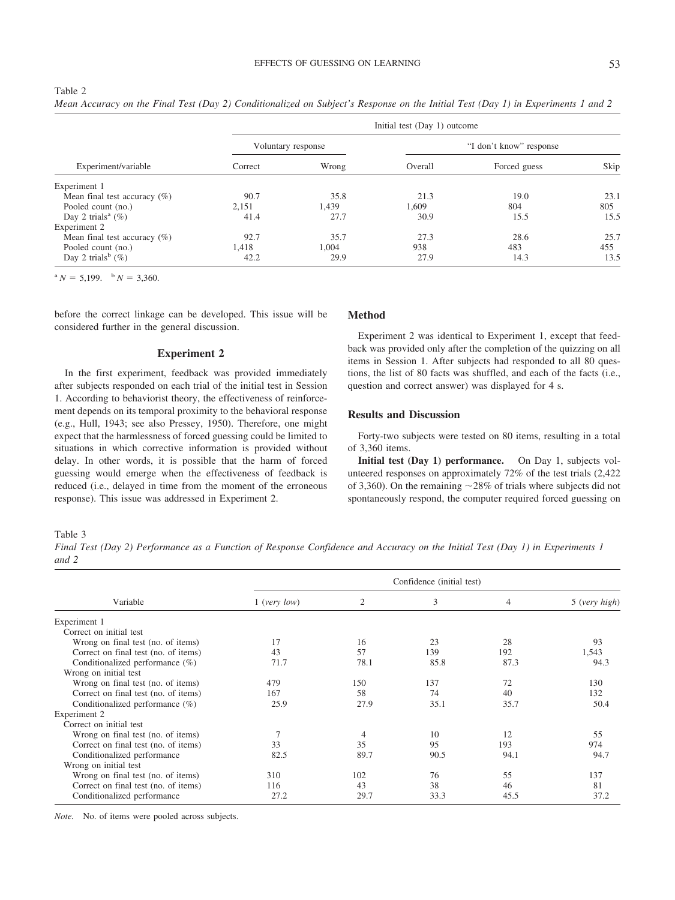Table 2

*Mean Accuracy on the Final Test (Day 2) Conditionalized on Subject's Response on the Initial Test (Day 1) in Experiments 1 and 2*

| | Initial test (Day 1) outcome | | | | |
|---|---|---|---|---|---|
| | Voluntary response | | "I don't know" response | | |
| Experiment/variable | Correct | Wrong | Overall | Forced guess | Skip |
| Experiment 1 | | | | | |
| Mean final test accuracy (%) | 90.7 | 35.8 | 21.3 | 19.0 | 23.1 |
| Pooled count (no.) | 2,151 | 1,439 | 1,609 | 804 | 805 |
| Day 2 trials[a] (%) | 41.4 | 27.7 | 30.9 | 15.5 | 15.5 |
| Experiment 2 | | | | | |
| Mean final test accuracy (%) | 92.7 | 35.7 | 27.3 | 28.6 | 25.7 |
| Pooled count (no.) | 1,418 | 1,004 | 938 | 483 | 455 |
| Day 2 trials[b] (%) | 42.2 | 29.9 | 27.9 | 14.3 | 13.5 |

[a] $N = 5{,}199$. [b] $N = 3{,}360$.

before the correct linkage can be developed. This issue will be considered further in the general discussion.

## Experiment 2

In the first experiment, feedback was provided immediately after subjects responded on each trial of the initial test in Session 1. According to behaviorist theory, the effectiveness of reinforcement depends on its temporal proximity to the behavioral response (e.g., Hull, 1943; see also Pressey, 1950). Therefore, one might expect that the harmlessness of forced guessing could be limited to situations in which corrective information is provided without delay. In other words, it is possible that the harm of forced guessing would emerge when the effectiveness of feedback is reduced (i.e., delayed in time from the moment of the erroneous response). This issue was addressed in Experiment 2.

### Method

Experiment 2 was identical to Experiment 1, except that feedback was provided only after the completion of the quizzing on all items in Session 1. After subjects had responded to all 80 questions, the list of 80 facts was shuffled, and each of the facts (i.e., question and correct answer) was displayed for 4 s.

### Results and Discussion

Forty-two subjects were tested on 80 items, resulting in a total of 3,360 items.

**Initial test (Day 1) performance.** On Day 1, subjects volunteered responses on approximately 72% of the test trials (2,422 of 3,360). On the remaining ~28% of trials where subjects did not spontaneously respond, the computer required forced guessing on

Table 3

*Final Test (Day 2) Performance as a Function of Response Confidence and Accuracy on the Initial Test (Day 1) in Experiments 1 and 2*

| | Confidence (initial test) | | | | |
|---|---|---|---|---|---|
| Variable | 1 (*very low*) | 2 | 3 | 4 | 5 (*very high*) |
| Experiment 1 | | | | | |
| Correct on initial test | | | | | |
| Wrong on final test (no. of items) | 17 | 16 | 23 | 28 | 93 |
| Correct on final test (no. of items) | 43 | 57 | 139 | 192 | 1,543 |
| Conditionalized performance (%) | 71.7 | 78.1 | 85.8 | 87.3 | 94.3 |
| Wrong on initial test | | | | | |
| Wrong on final test (no. of items) | 479 | 150 | 137 | 72 | 130 |
| Correct on final test (no. of items) | 167 | 58 | 74 | 40 | 132 |
| Conditionalized performance (%) | 25.9 | 27.9 | 35.1 | 35.7 | 50.4 |
| Experiment 2 | | | | | |
| Correct on initial test | | | | | |
| Wrong on final test (no. of items) | 7 | 4 | 10 | 12 | 55 |
| Correct on final test (no. of items) | 33 | 35 | 95 | 193 | 974 |
| Conditionalized performance | 82.5 | 89.7 | 90.5 | 94.1 | 94.7 |
| Wrong on initial test | | | | | |
| Wrong on final test (no. of items) | 310 | 102 | 76 | 55 | 137 |
| Correct on final test (no. of items) | 116 | 43 | 38 | 46 | 81 |
| Conditionalized performance | 27.2 | 29.7 | 33.3 | 45.5 | 37.2 |

*Note.* No. of items were pooled across subjects.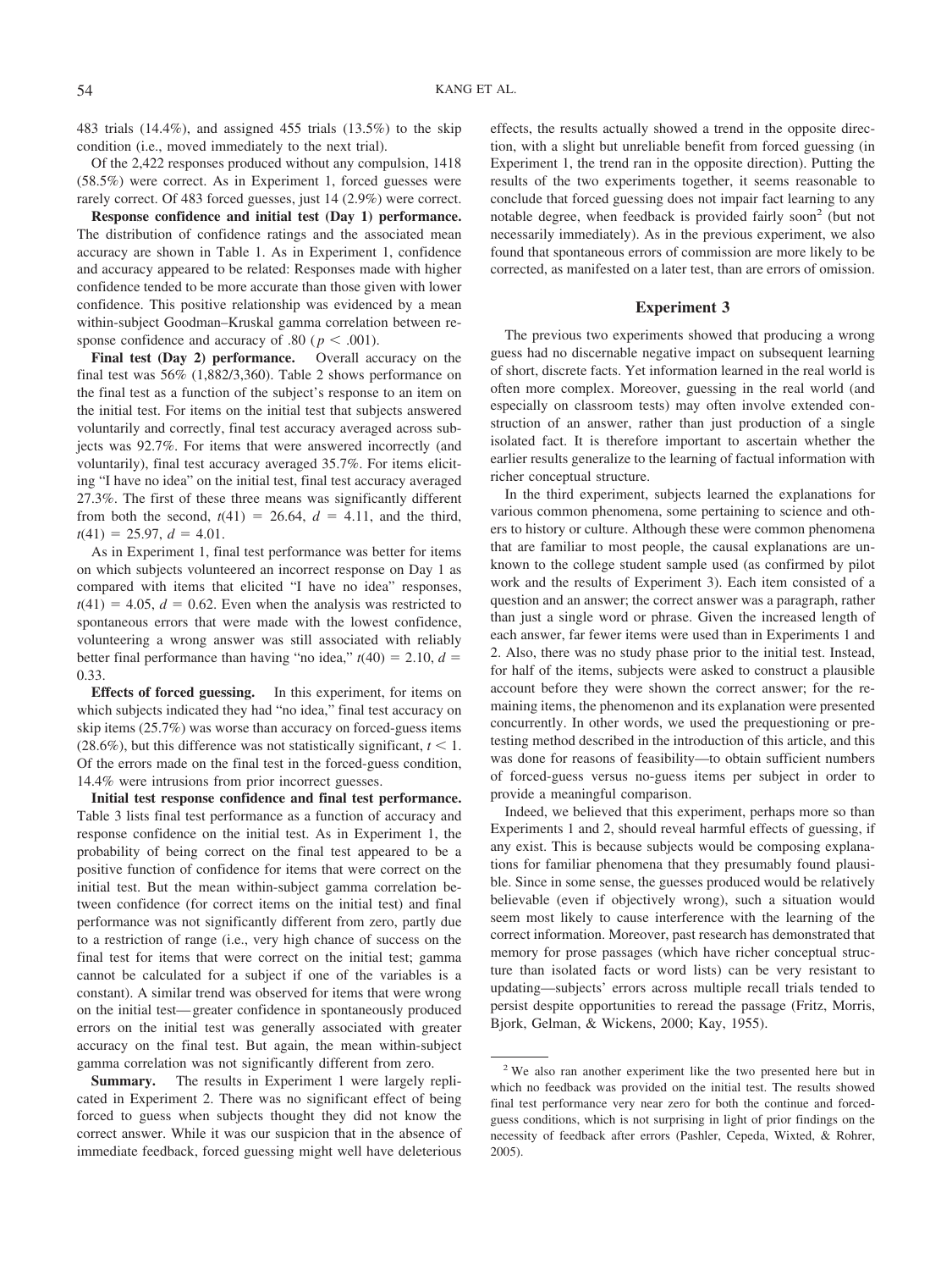483 trials (14.4%), and assigned 455 trials (13.5%) to the skip condition (i.e., moved immediately to the next trial).

Of the 2,422 responses produced without any compulsion, 1418 (58.5%) were correct. As in Experiment 1, forced guesses were rarely correct. Of 483 forced guesses, just 14 (2.9%) were correct.

**Response confidence and initial test (Day 1) performance.** The distribution of confidence ratings and the associated mean accuracy are shown in Table 1. As in Experiment 1, confidence and accuracy appeared to be related: Responses made with higher confidence tended to be more accurate than those given with lower confidence. This positive relationship was evidenced by a mean within-subject Goodman–Kruskal gamma correlation between response confidence and accuracy of .80 ($p < .001$).

**Final test (Day 2) performance.** Overall accuracy on the final test was 56% (1,882/3,360). Table 2 shows performance on the final test as a function of the subject's response to an item on the initial test. For items on the initial test that subjects answered voluntarily and correctly, final test accuracy averaged across subjects was 92.7%. For items that were answered incorrectly (and voluntarily), final test accuracy averaged 35.7%. For items eliciting "I have no idea" on the initial test, final test accuracy averaged 27.3%. The first of these three means was significantly different from both the second, $t(41) = 26.64$, $d = 4.11$, and the third, $t(41) = 25.97$, $d = 4.01$.

As in Experiment 1, final test performance was better for items on which subjects volunteered an incorrect response on Day 1 as compared with items that elicited "I have no idea" responses, $t(41) = 4.05$, $d = 0.62$. Even when the analysis was restricted to spontaneous errors that were made with the lowest confidence, volunteering a wrong answer was still associated with reliably better final performance than having "no idea," $t(40) = 2.10$, $d = 0.33$.

**Effects of forced guessing.** In this experiment, for items on which subjects indicated they had "no idea," final test accuracy on skip items (25.7%) was worse than accuracy on forced-guess items (28.6%), but this difference was not statistically significant, $t < 1$. Of the errors made on the final test in the forced-guess condition, 14.4% were intrusions from prior incorrect guesses.

**Initial test response confidence and final test performance.** Table 3 lists final test performance as a function of accuracy and response confidence on the initial test. As in Experiment 1, the probability of being correct on the final test appeared to be a positive function of confidence for items that were correct on the initial test. But the mean within-subject gamma correlation between confidence (for correct items on the initial test) and final performance was not significantly different from zero, partly due to a restriction of range (i.e., very high chance of success on the final test for items that were correct on the initial test; gamma cannot be calculated for a subject if one of the variables is a constant). A similar trend was observed for items that were wrong on the initial test—greater confidence in spontaneously produced errors on the initial test was generally associated with greater accuracy on the final test. But again, the mean within-subject gamma correlation was not significantly different from zero.

**Summary.** The results in Experiment 1 were largely replicated in Experiment 2. There was no significant effect of being forced to guess when subjects thought they did not know the correct answer. While it was our suspicion that in the absence of immediate feedback, forced guessing might well have deleterious effects, the results actually showed a trend in the opposite direction, with a slight but unreliable benefit from forced guessing (in Experiment 1, the trend ran in the opposite direction). Putting the results of the two experiments together, it seems reasonable to conclude that forced guessing does not impair fact learning to any notable degree, when feedback is provided fairly soon[2] (but not necessarily immediately). As in the previous experiment, we also found that spontaneous errors of commission are more likely to be corrected, as manifested on a later test, than are errors of omission.

## Experiment 3

The previous two experiments showed that producing a wrong guess had no discernable negative impact on subsequent learning of short, discrete facts. Yet information learned in the real world is often more complex. Moreover, guessing in the real world (and especially on classroom tests) may often involve extended construction of an answer, rather than just production of a single isolated fact. It is therefore important to ascertain whether the earlier results generalize to the learning of factual information with richer conceptual structure.

In the third experiment, subjects learned the explanations for various common phenomena, some pertaining to science and others to history or culture. Although these were common phenomena that are familiar to most people, the causal explanations are unknown to the college student sample used (as confirmed by pilot work and the results of Experiment 3). Each item consisted of a question and an answer; the correct answer was a paragraph, rather than just a single word or phrase. Given the increased length of each answer, far fewer items were used than in Experiments 1 and 2. Also, there was no study phase prior to the initial test. Instead, for half of the items, subjects were asked to construct a plausible account before they were shown the correct answer; for the remaining items, the phenomenon and its explanation were presented concurrently. In other words, we used the prequestioning or pretesting method described in the introduction of this article, and this was done for reasons of feasibility—to obtain sufficient numbers of forced-guess versus no-guess items per subject in order to provide a meaningful comparison.

Indeed, we believed that this experiment, perhaps more so than Experiments 1 and 2, should reveal harmful effects of guessing, if any exist. This is because subjects would be composing explanations for familiar phenomena that they presumably found plausible. Since in some sense, the guesses produced would be relatively believable (even if objectively wrong), such a situation would seem most likely to cause interference with the learning of the correct information. Moreover, past research has demonstrated that memory for prose passages (which have richer conceptual structure than isolated facts or word lists) can be very resistant to updating—subjects' errors across multiple recall trials tended to persist despite opportunities to reread the passage (Fritz, Morris, Bjork, Gelman, & Wickens, 2000; Kay, 1955).

---

[2] We also ran another experiment like the two presented here but in which no feedback was provided on the initial test. The results showed final test performance very near zero for both the continue and forced-guess conditions, which is not surprising in light of prior findings on the necessity of feedback after errors (Pashler, Cepeda, Wixted, & Rohrer, 2005).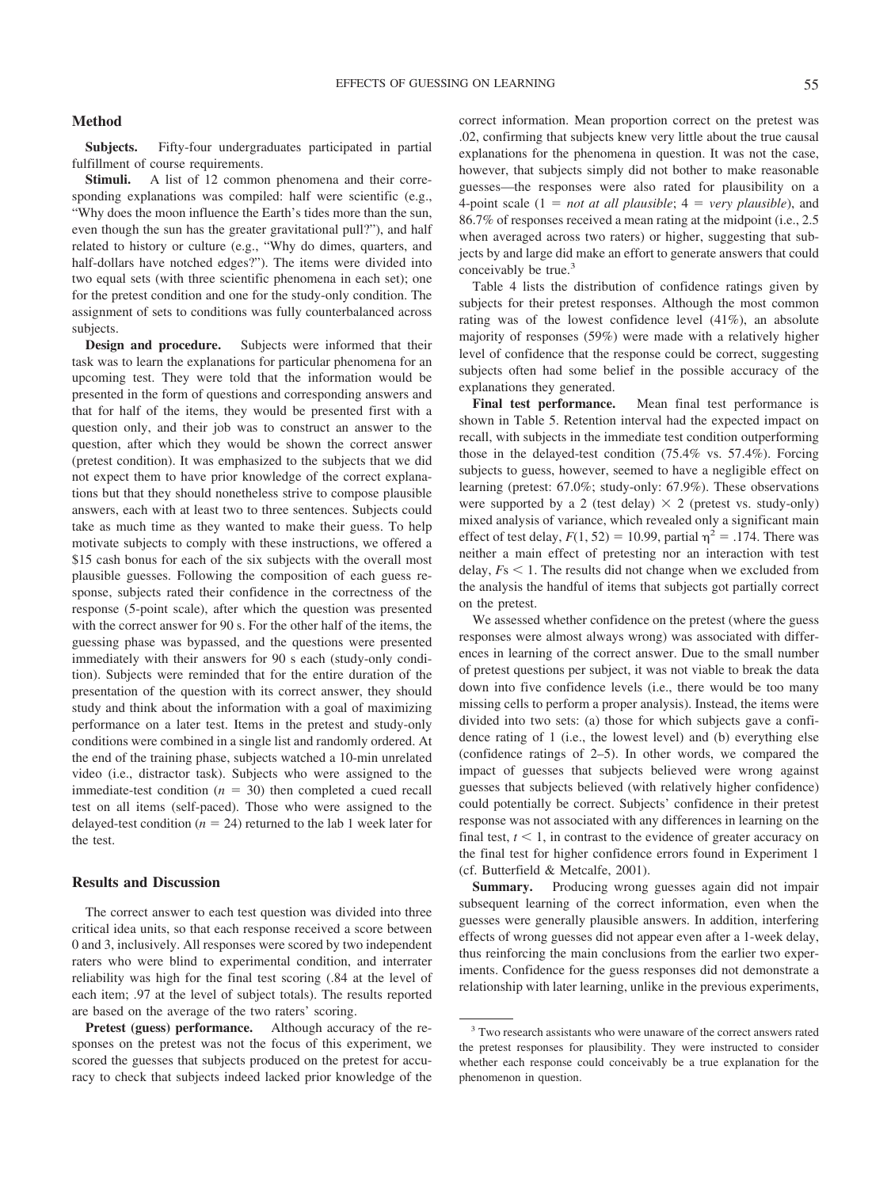## Method

**Subjects.** Fifty-four undergraduates participated in partial fulfillment of course requirements.

**Stimuli.** A list of 12 common phenomena and their corresponding explanations was compiled: half were scientific (e.g., "Why does the moon influence the Earth's tides more than the sun, even though the sun has the greater gravitational pull?"), and half related to history or culture (e.g., "Why do dimes, quarters, and half-dollars have notched edges?"). The items were divided into two equal sets (with three scientific phenomena in each set); one for the pretest condition and one for the study-only condition. The assignment of sets to conditions was fully counterbalanced across subjects.

**Design and procedure.** Subjects were informed that their task was to learn the explanations for particular phenomena for an upcoming test. They were told that the information would be presented in the form of questions and corresponding answers and that for half of the items, they would be presented first with a question only, and their job was to construct an answer to the question, after which they would be shown the correct answer (pretest condition). It was emphasized to the subjects that we did not expect them to have prior knowledge of the correct explanations but that they should nonetheless strive to compose plausible answers, each with at least two to three sentences. Subjects could take as much time as they wanted to make their guess. To help motivate subjects to comply with these instructions, we offered a \$15 cash bonus for each of the six subjects with the overall most plausible guesses. Following the composition of each guess response, subjects rated their confidence in the correctness of the response (5-point scale), after which the question was presented with the correct answer for 90 s. For the other half of the items, the guessing phase was bypassed, and the questions were presented immediately with their answers for 90 s each (study-only condition). Subjects were reminded that for the entire duration of the presentation of the question with its correct answer, they should study and think about the information with a goal of maximizing performance on a later test. Items in the pretest and study-only conditions were combined in a single list and randomly ordered. At the end of the training phase, subjects watched a 10-min unrelated video (i.e., distractor task). Subjects who were assigned to the immediate-test condition ($n$ = 30) then completed a cued recall test on all items (self-paced). Those who were assigned to the delayed-test condition ($n$ = 24) returned to the lab 1 week later for the test.

## Results and Discussion

The correct answer to each test question was divided into three critical idea units, so that each response received a score between 0 and 3, inclusively. All responses were scored by two independent raters who were blind to experimental condition, and interrater reliability was high for the final test scoring (.84 at the level of each item; .97 at the level of subject totals). The results reported are based on the average of the two raters' scoring.

**Pretest (guess) performance.** Although accuracy of the responses on the pretest was not the focus of this experiment, we scored the guesses that subjects produced on the pretest for accuracy to check that subjects indeed lacked prior knowledge of the correct information. Mean proportion correct on the pretest was .02, confirming that subjects knew very little about the true causal explanations for the phenomena in question. It was not the case, however, that subjects simply did not bother to make reasonable guesses—the responses were also rated for plausibility on a 4-point scale (1 = *not at all plausible*; 4 = *very plausible*), and 86.7% of responses received a mean rating at the midpoint (i.e., 2.5 when averaged across two raters) or higher, suggesting that subjects by and large did make an effort to generate answers that could conceivably be true.[3]

Table 4 lists the distribution of confidence ratings given by subjects for their pretest responses. Although the most common rating was of the lowest confidence level (41%), an absolute majority of responses (59%) were made with a relatively higher level of confidence that the response could be correct, suggesting subjects often had some belief in the possible accuracy of the explanations they generated.

**Final test performance.** Mean final test performance is shown in Table 5. Retention interval had the expected impact on recall, with subjects in the immediate test condition outperforming those in the delayed-test condition (75.4% vs. 57.4%). Forcing subjects to guess, however, seemed to have a negligible effect on learning (pretest: 67.0%; study-only: 67.9%). These observations were supported by a 2 (test delay) × 2 (pretest vs. study-only) mixed analysis of variance, which revealed only a significant main effect of test delay, $F(1, 52) = 10.99$, partial $\eta^2 = .174$. There was neither a main effect of pretesting nor an interaction with test delay, $F$s < 1. The results did not change when we excluded from the analysis the handful of items that subjects got partially correct on the pretest.

We assessed whether confidence on the pretest (where the guess responses were almost always wrong) was associated with differences in learning of the correct answer. Due to the small number of pretest questions per subject, it was not viable to break the data down into five confidence levels (i.e., there would be too many missing cells to perform a proper analysis). Instead, the items were divided into two sets: (a) those for which subjects gave a confidence rating of 1 (i.e., the lowest level) and (b) everything else (confidence ratings of 2–5). In other words, we compared the impact of guesses that subjects believed were wrong against guesses that subjects believed (with relatively higher confidence) could potentially be correct. Subjects' confidence in their pretest response was not associated with any differences in learning on the final test, $t < 1$, in contrast to the evidence of greater accuracy on the final test for higher confidence errors found in Experiment 1 (cf. Butterfield & Metcalfe, 2001).

**Summary.** Producing wrong guesses again did not impair subsequent learning of the correct information, even when the guesses were generally plausible answers. In addition, interfering effects of wrong guesses did not appear even after a 1-week delay, thus reinforcing the main conclusions from the earlier two experiments. Confidence for the guess responses did not demonstrate a relationship with later learning, unlike in the previous experiments,

[3] Two research assistants who were unaware of the correct answers rated the pretest responses for plausibility. They were instructed to consider whether each response could conceivably be a true explanation for the phenomenon in question.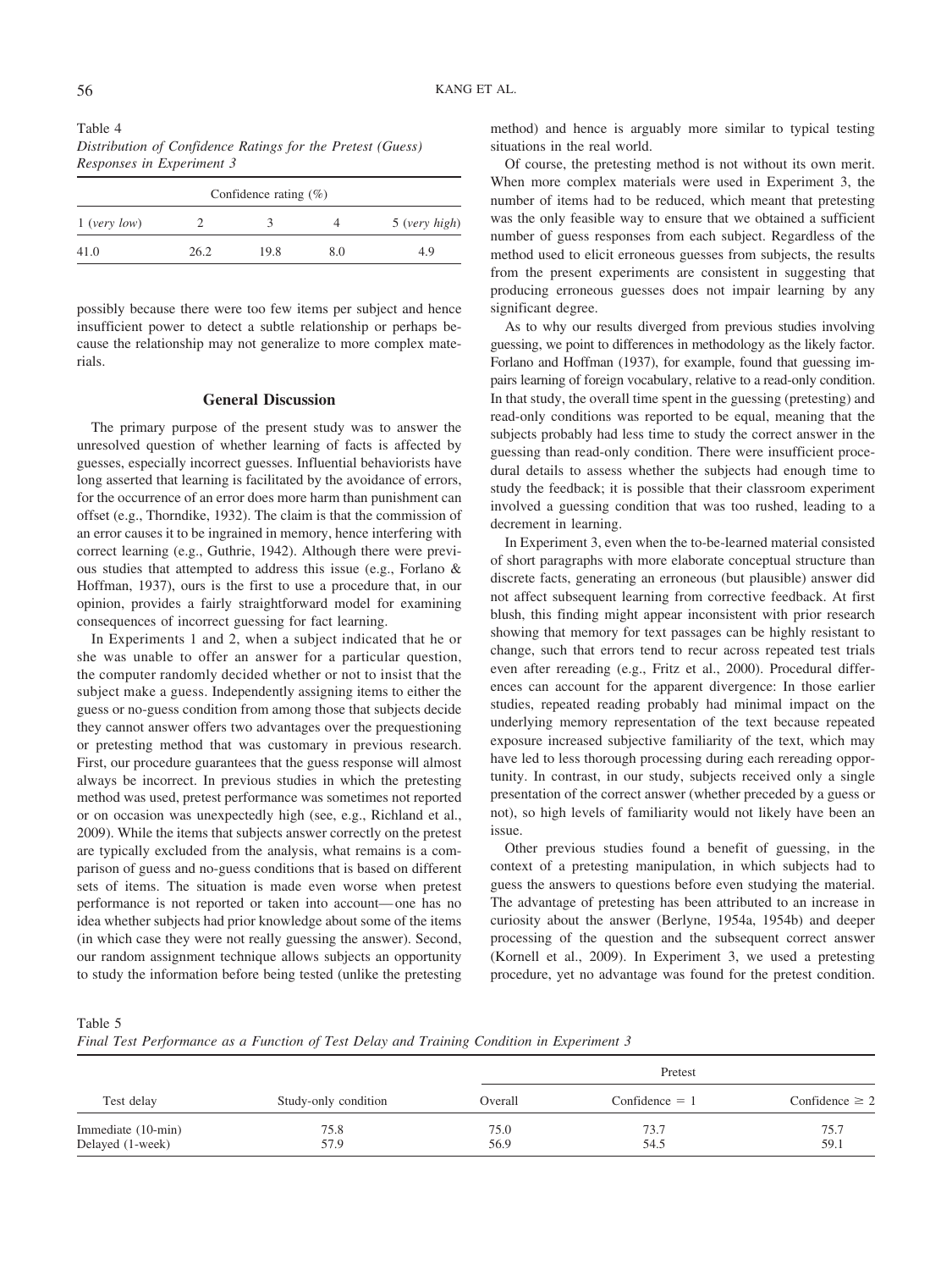Table 4
*Distribution of Confidence Ratings for the Pretest (Guess) Responses in Experiment 3*

| Confidence rating (%) | | | | |
|---|---|---|---|---|
| 1 (*very low*) | 2 | 3 | 4 | 5 (*very high*) |
| 41.0 | 26.2 | 19.8 | 8.0 | 4.9 |

possibly because there were too few items per subject and hence insufficient power to detect a subtle relationship or perhaps because the relationship may not generalize to more complex materials.

## General Discussion

The primary purpose of the present study was to answer the unresolved question of whether learning of facts is affected by guesses, especially incorrect guesses. Influential behaviorists have long asserted that learning is facilitated by the avoidance of errors, for the occurrence of an error does more harm than punishment can offset (e.g., Thorndike, 1932). The claim is that the commission of an error causes it to be ingrained in memory, hence interfering with correct learning (e.g., Guthrie, 1942). Although there were previous studies that attempted to address this issue (e.g., Forlano & Hoffman, 1937), ours is the first to use a procedure that, in our opinion, provides a fairly straightforward model for examining consequences of incorrect guessing for fact learning.

In Experiments 1 and 2, when a subject indicated that he or she was unable to offer an answer for a particular question, the computer randomly decided whether or not to insist that the subject make a guess. Independently assigning items to either the guess or no-guess condition from among those that subjects decide they cannot answer offers two advantages over the prequestioning or pretesting method that was customary in previous research. First, our procedure guarantees that the guess response will almost always be incorrect. In previous studies in which the pretesting method was used, pretest performance was sometimes not reported or on occasion was unexpectedly high (see, e.g., Richland et al., 2009). While the items that subjects answer correctly on the pretest are typically excluded from the analysis, what remains is a comparison of guess and no-guess conditions that is based on different sets of items. The situation is made even worse when pretest performance is not reported or taken into account—one has no idea whether subjects had prior knowledge about some of the items (in which case they were not really guessing the answer). Second, our random assignment technique allows subjects an opportunity to study the information before being tested (unlike the pretesting method) and hence is arguably more similar to typical testing situations in the real world.

Of course, the pretesting method is not without its own merit. When more complex materials were used in Experiment 3, the number of items had to be reduced, which meant that pretesting was the only feasible way to ensure that we obtained a sufficient number of guess responses from each subject. Regardless of the method used to elicit erroneous guesses from subjects, the results from the present experiments are consistent in suggesting that producing erroneous guesses does not impair learning by any significant degree.

As to why our results diverged from previous studies involving guessing, we point to differences in methodology as the likely factor. Forlano and Hoffman (1937), for example, found that guessing impairs learning of foreign vocabulary, relative to a read-only condition. In that study, the overall time spent in the guessing (pretesting) and read-only conditions was reported to be equal, meaning that the subjects probably had less time to study the correct answer in the guessing than read-only condition. There were insufficient procedural details to assess whether the subjects had enough time to study the feedback; it is possible that their classroom experiment involved a guessing condition that was too rushed, leading to a decrement in learning.

In Experiment 3, even when the to-be-learned material consisted of short paragraphs with more elaborate conceptual structure than discrete facts, generating an erroneous (but plausible) answer did not affect subsequent learning from corrective feedback. At first blush, this finding might appear inconsistent with prior research showing that memory for text passages can be highly resistant to change, such that errors tend to recur across repeated test trials even after rereading (e.g., Fritz et al., 2000). Procedural differences can account for the apparent divergence: In those earlier studies, repeated reading probably had minimal impact on the underlying memory representation of the text because repeated exposure increased subjective familiarity of the text, which may have led to less thorough processing during each rereading opportunity. In contrast, in our study, subjects received only a single presentation of the correct answer (whether preceded by a guess or not), so high levels of familiarity would not likely have been an issue.

Other previous studies found a benefit of guessing, in the context of a pretesting manipulation, in which subjects had to guess the answers to questions before even studying the material. The advantage of pretesting has been attributed to an increase in curiosity about the answer (Berlyne, 1954a, 1954b) and deeper processing of the question and the subsequent correct answer (Kornell et al., 2009). In Experiment 3, we used a pretesting procedure, yet no advantage was found for the pretest condition.

Table 5
*Final Test Performance as a Function of Test Delay and Training Condition in Experiment 3*

| Test delay | Study-only condition | Pretest | | |
|---|---|---|---|---|
| | | Overall | Confidence = 1 | Confidence ≥ 2 |
| Immediate (10-min) | 75.8 | 75.0 | 73.7 | 75.7 |
| Delayed (1-week) | 57.9 | 56.9 | 54.5 | 59.1 |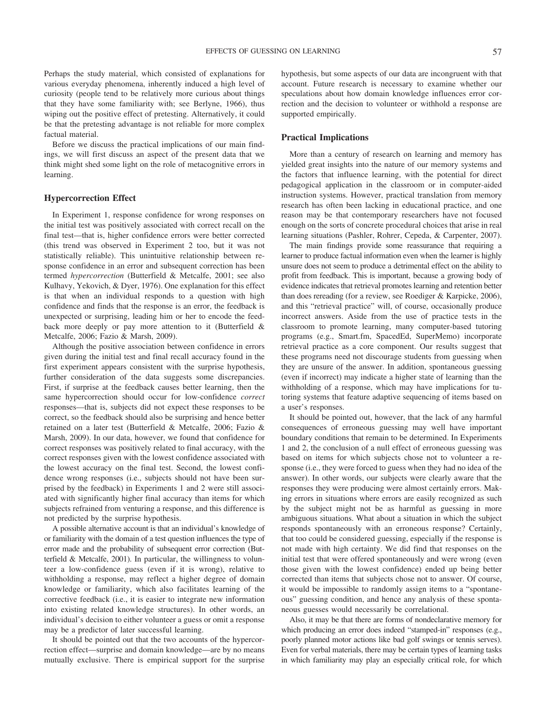Perhaps the study material, which consisted of explanations for various everyday phenomena, inherently induced a high level of curiosity (people tend to be relatively more curious about things that they have some familiarity with; see Berlyne, 1966), thus wiping out the positive effect of pretesting. Alternatively, it could be that the pretesting advantage is not reliable for more complex factual material.

Before we discuss the practical implications of our main findings, we will first discuss an aspect of the present data that we think might shed some light on the role of metacognitive errors in learning.

## Hypercorrection Effect

In Experiment 1, response confidence for wrong responses on the initial test was positively associated with correct recall on the final test—that is, higher confidence errors were better corrected (this trend was observed in Experiment 2 too, but it was not statistically reliable). This unintuitive relationship between response confidence in an error and subsequent correction has been termed *hypercorrection* (Butterfield & Metcalfe, 2001; see also Kulhavy, Yekovich, & Dyer, 1976). One explanation for this effect is that when an individual responds to a question with high confidence and finds that the response is an error, the feedback is unexpected or surprising, leading him or her to encode the feedback more deeply or pay more attention to it (Butterfield & Metcalfe, 2006; Fazio & Marsh, 2009).

Although the positive association between confidence in errors given during the initial test and final recall accuracy found in the first experiment appears consistent with the surprise hypothesis, further consideration of the data suggests some discrepancies. First, if surprise at the feedback causes better learning, then the same hypercorrection should occur for low-confidence *correct* responses—that is, subjects did not expect these responses to be correct, so the feedback should also be surprising and hence better retained on a later test (Butterfield & Metcalfe, 2006; Fazio & Marsh, 2009). In our data, however, we found that confidence for correct responses was positively related to final accuracy, with the correct responses given with the lowest confidence associated with the lowest accuracy on the final test. Second, the lowest confidence wrong responses (i.e., subjects should not have been surprised by the feedback) in Experiments 1 and 2 were still associated with significantly higher final accuracy than items for which subjects refrained from venturing a response, and this difference is not predicted by the surprise hypothesis.

A possible alternative account is that an individual's knowledge of or familiarity with the domain of a test question influences the type of error made and the probability of subsequent error correction (Butterfield & Metcalfe, 2001). In particular, the willingness to volunteer a low-confidence guess (even if it is wrong), relative to withholding a response, may reflect a higher degree of domain knowledge or familiarity, which also facilitates learning of the corrective feedback (i.e., it is easier to integrate new information into existing related knowledge structures). In other words, an individual's decision to either volunteer a guess or omit a response may be a predictor of later successful learning.

It should be pointed out that the two accounts of the hypercorrection effect—surprise and domain knowledge—are by no means mutually exclusive. There is empirical support for the surprise hypothesis, but some aspects of our data are incongruent with that account. Future research is necessary to examine whether our speculations about how domain knowledge influences error correction and the decision to volunteer or withhold a response are supported empirically.

## Practical Implications

More than a century of research on learning and memory has yielded great insights into the nature of our memory systems and the factors that influence learning, with the potential for direct pedagogical application in the classroom or in computer-aided instruction systems. However, practical translation from memory research has often been lacking in educational practice, and one reason may be that contemporary researchers have not focused enough on the sorts of concrete procedural choices that arise in real learning situations (Pashler, Rohrer, Cepeda, & Carpenter, 2007).

The main findings provide some reassurance that requiring a learner to produce factual information even when the learner is highly unsure does not seem to produce a detrimental effect on the ability to profit from feedback. This is important, because a growing body of evidence indicates that retrieval promotes learning and retention better than does rereading (for a review, see Roediger & Karpicke, 2006), and this "retrieval practice" will, of course, occasionally produce incorrect answers. Aside from the use of practice tests in the classroom to promote learning, many computer-based tutoring programs (e.g., Smart.fm, SpacedEd, SuperMemo) incorporate retrieval practice as a core component. Our results suggest that these programs need not discourage students from guessing when they are unsure of the answer. In addition, spontaneous guessing (even if incorrect) may indicate a higher state of learning than the withholding of a response, which may have implications for tutoring systems that feature adaptive sequencing of items based on a user's responses.

It should be pointed out, however, that the lack of any harmful consequences of erroneous guessing may well have important boundary conditions that remain to be determined. In Experiments 1 and 2, the conclusion of a null effect of erroneous guessing was based on items for which subjects chose not to volunteer a response (i.e., they were forced to guess when they had no idea of the answer). In other words, our subjects were clearly aware that the responses they were producing were almost certainly errors. Making errors in situations where errors are easily recognized as such by the subject might not be as harmful as guessing in more ambiguous situations. What about a situation in which the subject responds spontaneously with an erroneous response? Certainly, that too could be considered guessing, especially if the response is not made with high certainty. We did find that responses on the initial test that were offered spontaneously and were wrong (even those given with the lowest confidence) ended up being better corrected than items that subjects chose not to answer. Of course, it would be impossible to randomly assign items to a "spontaneous" guessing condition, and hence any analysis of these spontaneous guesses would necessarily be correlational.

Also, it may be that there are forms of nondeclarative memory for which producing an error does indeed "stamped-in" responses (e.g., poorly planned motor actions like bad golf swings or tennis serves). Even for verbal materials, there may be certain types of learning tasks in which familiarity may play an especially critical role, for which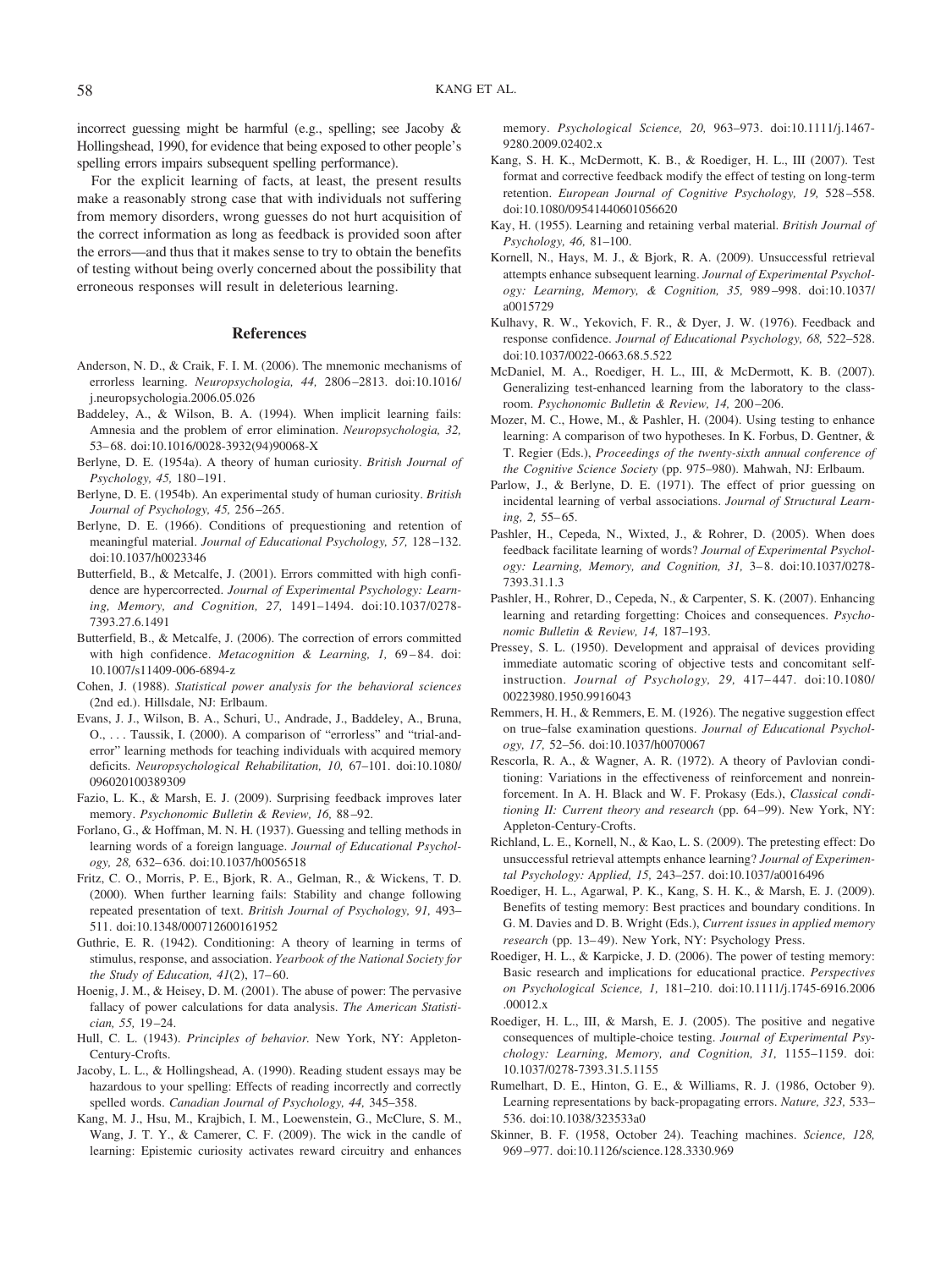incorrect guessing might be harmful (e.g., spelling; see Jacoby & Hollingshead, 1990, for evidence that being exposed to other people's spelling errors impairs subsequent spelling performance).

For the explicit learning of facts, at least, the present results make a reasonably strong case that with individuals not suffering from memory disorders, wrong guesses do not hurt acquisition of the correct information as long as feedback is provided soon after the errors—and thus that it makes sense to try to obtain the benefits of testing without being overly concerned about the possibility that erroneous responses will result in deleterious learning.

## References

Anderson, N. D., & Craik, F. I. M. (2006). The mnemonic mechanisms of errorless learning. *Neuropsychologia, 44,* 2806–2813. doi:10.1016/j.neuropsychologia.2006.05.026

Baddeley, A., & Wilson, B. A. (1994). When implicit learning fails: Amnesia and the problem of error elimination. *Neuropsychologia, 32,* 53–68. doi:10.1016/0028-3932(94)90068-X

Berlyne, D. E. (1954a). A theory of human curiosity. *British Journal of Psychology, 45,* 180–191.

Berlyne, D. E. (1954b). An experimental study of human curiosity. *British Journal of Psychology, 45,* 256–265.

Berlyne, D. E. (1966). Conditions of prequestioning and retention of meaningful material. *Journal of Educational Psychology, 57,* 128–132. doi:10.1037/h0023346

Butterfield, B., & Metcalfe, J. (2001). Errors committed with high confidence are hypercorrected. *Journal of Experimental Psychology: Learning, Memory, and Cognition, 27,* 1491–1494. doi:10.1037/0278-7393.27.6.1491

Butterfield, B., & Metcalfe, J. (2006). The correction of errors committed with high confidence. *Metacognition & Learning, 1,* 69–84. doi:10.1007/s11409-006-6894-z

Cohen, J. (1988). *Statistical power analysis for the behavioral sciences* (2nd ed.). Hillsdale, NJ: Erlbaum.

Evans, J. J., Wilson, B. A., Schuri, U., Andrade, J., Baddeley, A., Bruna, O., . . . Taussik, I. (2000). A comparison of "errorless" and "trial-and-error" learning methods for teaching individuals with acquired memory deficits. *Neuropsychological Rehabilitation, 10,* 67–101. doi:10.1080/096020100389309

Fazio, L. K., & Marsh, E. J. (2009). Surprising feedback improves later memory. *Psychonomic Bulletin & Review, 16,* 88–92.

Forlano, G., & Hoffman, M. N. H. (1937). Guessing and telling methods in learning words of a foreign language. *Journal of Educational Psychology, 28,* 632–636. doi:10.1037/h0056518

Fritz, C. O., Morris, P. E., Bjork, R. A., Gelman, R., & Wickens, T. D. (2000). When further learning fails: Stability and change following repeated presentation of text. *British Journal of Psychology, 91,* 493–511. doi:10.1348/000712600161952

Guthrie, E. R. (1942). Conditioning: A theory of learning in terms of stimulus, response, and association. *Yearbook of the National Society for the Study of Education, 41*(2), 17–60.

Hoenig, J. M., & Heisey, D. M. (2001). The abuse of power: The pervasive fallacy of power calculations for data analysis. *The American Statistician, 55,* 19–24.

Hull, C. L. (1943). *Principles of behavior.* New York, NY: Appleton-Century-Crofts.

Jacoby, L. L., & Hollingshead, A. (1990). Reading student essays may be hazardous to your spelling: Effects of reading incorrectly and correctly spelled words. *Canadian Journal of Psychology, 44,* 345–358.

Kang, M. J., Hsu, M., Krajbich, I. M., Loewenstein, G., McClure, S. M., Wang, J. T. Y., & Camerer, C. F. (2009). The wick in the candle of learning: Epistemic curiosity activates reward circuitry and enhances memory. *Psychological Science, 20,* 963–973. doi:10.1111/j.1467-9280.2009.02402.x

Kang, S. H. K., McDermott, K. B., & Roediger, H. L., III (2007). Test format and corrective feedback modify the effect of testing on long-term retention. *European Journal of Cognitive Psychology, 19,* 528–558. doi:10.1080/09541440601056620

Kay, H. (1955). Learning and retaining verbal material. *British Journal of Psychology, 46,* 81–100.

Kornell, N., Hays, M. J., & Bjork, R. A. (2009). Unsuccessful retrieval attempts enhance subsequent learning. *Journal of Experimental Psychology: Learning, Memory, & Cognition, 35,* 989–998. doi:10.1037/a0015729

Kulhavy, R. W., Yekovich, F. R., & Dyer, J. W. (1976). Feedback and response confidence. *Journal of Educational Psychology, 68,* 522–528. doi:10.1037/0022-0663.68.5.522

McDaniel, M. A., Roediger, H. L., III, & McDermott, K. B. (2007). Generalizing test-enhanced learning from the laboratory to the classroom. *Psychonomic Bulletin & Review, 14,* 200–206.

Mozer, M. C., Howe, M., & Pashler, H. (2004). Using testing to enhance learning: A comparison of two hypotheses. In K. Forbus, D. Gentner, & T. Regier (Eds.), *Proceedings of the twenty-sixth annual conference of the Cognitive Science Society* (pp. 975–980). Mahwah, NJ: Erlbaum.

Parlow, J., & Berlyne, D. E. (1971). The effect of prior guessing on incidental learning of verbal associations. *Journal of Structural Learning, 2,* 55–65.

Pashler, H., Cepeda, N., Wixted, J., & Rohrer, D. (2005). When does feedback facilitate learning of words? *Journal of Experimental Psychology: Learning, Memory, and Cognition, 31,* 3–8. doi:10.1037/0278-7393.31.1.3

Pashler, H., Rohrer, D., Cepeda, N., & Carpenter, S. K. (2007). Enhancing learning and retarding forgetting: Choices and consequences. *Psychonomic Bulletin & Review, 14,* 187–193.

Pressey, S. L. (1950). Development and appraisal of devices providing immediate automatic scoring of objective tests and concomitant self-instruction. *Journal of Psychology, 29,* 417–447. doi:10.1080/00223980.1950.9916043

Remmers, H. H., & Remmers, E. M. (1926). The negative suggestion effect on true–false examination questions. *Journal of Educational Psychology, 17,* 52–56. doi:10.1037/h0070067

Rescorla, R. A., & Wagner, A. R. (1972). A theory of Pavlovian conditioning: Variations in the effectiveness of reinforcement and nonreinforcement. In A. H. Black and W. F. Prokasy (Eds.), *Classical conditioning II: Current theory and research* (pp. 64–99). New York, NY: Appleton-Century-Crofts.

Richland, L. E., Kornell, N., & Kao, L. S. (2009). The pretesting effect: Do unsuccessful retrieval attempts enhance learning? *Journal of Experimental Psychology: Applied, 15,* 243–257. doi:10.1037/a0016496

Roediger, H. L., Agarwal, P. K., Kang, S. H. K., & Marsh, E. J. (2009). Benefits of testing memory: Best practices and boundary conditions. In G. M. Davies and D. B. Wright (Eds.), *Current issues in applied memory research* (pp. 13–49). New York, NY: Psychology Press.

Roediger, H. L., & Karpicke, J. D. (2006). The power of testing memory: Basic research and implications for educational practice. *Perspectives on Psychological Science, 1,* 181–210. doi:10.1111/j.1745-6916.2006.00012.x

Roediger, H. L., III, & Marsh, E. J. (2005). The positive and negative consequences of multiple-choice testing. *Journal of Experimental Psychology: Learning, Memory, and Cognition, 31,* 1155–1159. doi:10.1037/0278-7393.31.5.1155

Rumelhart, D. E., Hinton, G. E., & Williams, R. J. (1986, October 9). Learning representations by back-propagating errors. *Nature, 323,* 533–536. doi:10.1038/323533a0

Skinner, B. F. (1958, October 24). Teaching machines. *Science, 128,* 969–977. doi:10.1126/science.128.3330.969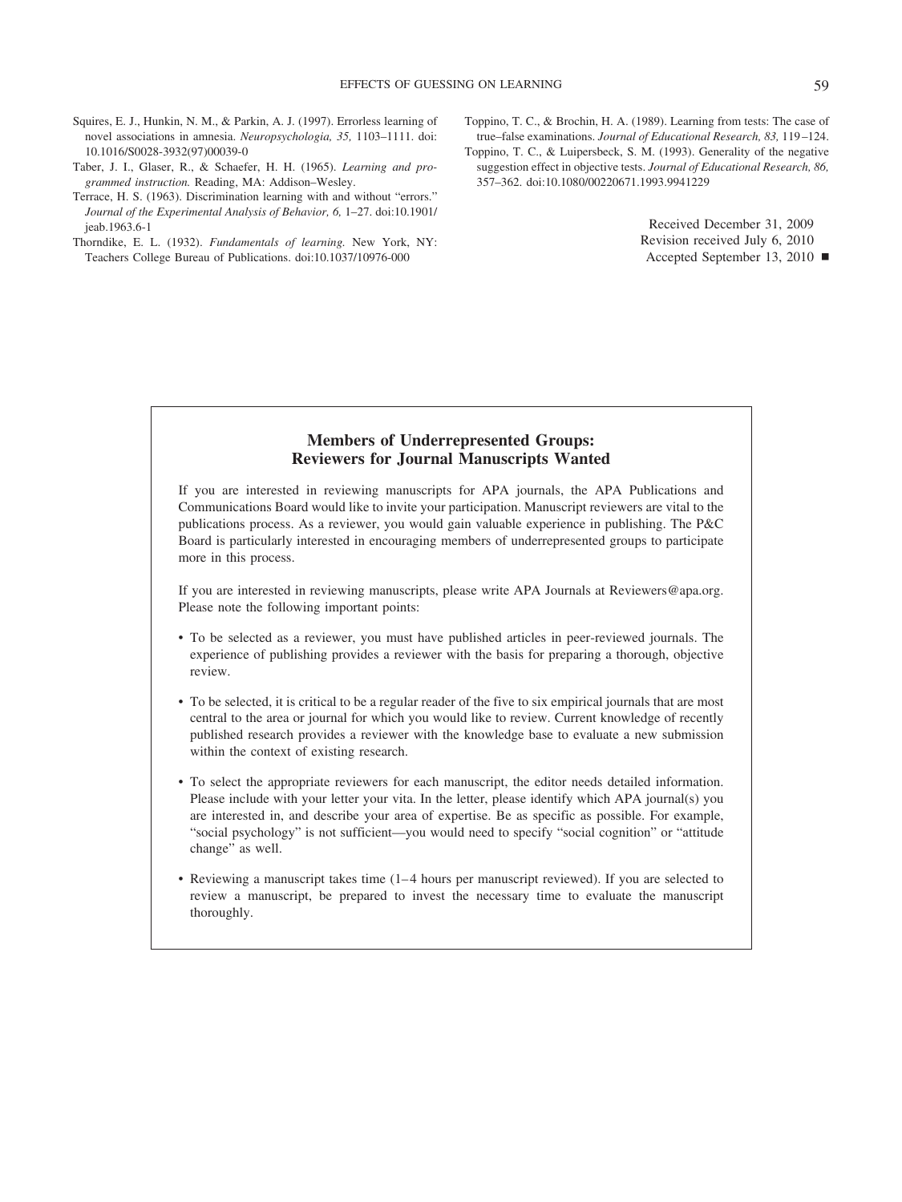Squires, E. J., Hunkin, N. M., & Parkin, A. J. (1997). Errorless learning of novel associations in amnesia. *Neuropsychologia, 35,* 1103–1111. doi: 10.1016/S0028-3932(97)00039-0

Taber, J. I., Glaser, R., & Schaefer, H. H. (1965). *Learning and programmed instruction.* Reading, MA: Addison–Wesley.

Terrace, H. S. (1963). Discrimination learning with and without "errors." *Journal of the Experimental Analysis of Behavior, 6,* 1–27. doi:10.1901/jeab.1963.6-1

Thorndike, E. L. (1932). *Fundamentals of learning.* New York, NY: Teachers College Bureau of Publications. doi:10.1037/10976-000

Toppino, T. C., & Brochin, H. A. (1989). Learning from tests: The case of true–false examinations. *Journal of Educational Research, 83,* 119–124.

Toppino, T. C., & Luipersbeck, S. M. (1993). Generality of the negative suggestion effect in objective tests. *Journal of Educational Research, 86,* 357–362. doi:10.1080/00220671.1993.9941229

Received December 31, 2009
Revision received July 6, 2010
Accepted September 13, 2010 ■

## Members of Underrepresented Groups: Reviewers for Journal Manuscripts Wanted

If you are interested in reviewing manuscripts for APA journals, the APA Publications and Communications Board would like to invite your participation. Manuscript reviewers are vital to the publications process. As a reviewer, you would gain valuable experience in publishing. The P&C Board is particularly interested in encouraging members of underrepresented groups to participate more in this process.

If you are interested in reviewing manuscripts, please write APA Journals at Reviewers@apa.org. Please note the following important points:

- To be selected as a reviewer, you must have published articles in peer-reviewed journals. The experience of publishing provides a reviewer with the basis for preparing a thorough, objective review.
- To be selected, it is critical to be a regular reader of the five to six empirical journals that are most central to the area or journal for which you would like to review. Current knowledge of recently published research provides a reviewer with the knowledge base to evaluate a new submission within the context of existing research.
- To select the appropriate reviewers for each manuscript, the editor needs detailed information. Please include with your letter your vita. In the letter, please identify which APA journal(s) you are interested in, and describe your area of expertise. Be as specific as possible. For example, "social psychology" is not sufficient—you would need to specify "social cognition" or "attitude change" as well.
- Reviewing a manuscript takes time (1–4 hours per manuscript reviewed). If you are selected to review a manuscript, be prepared to invest the necessary time to evaluate the manuscript thoroughly.